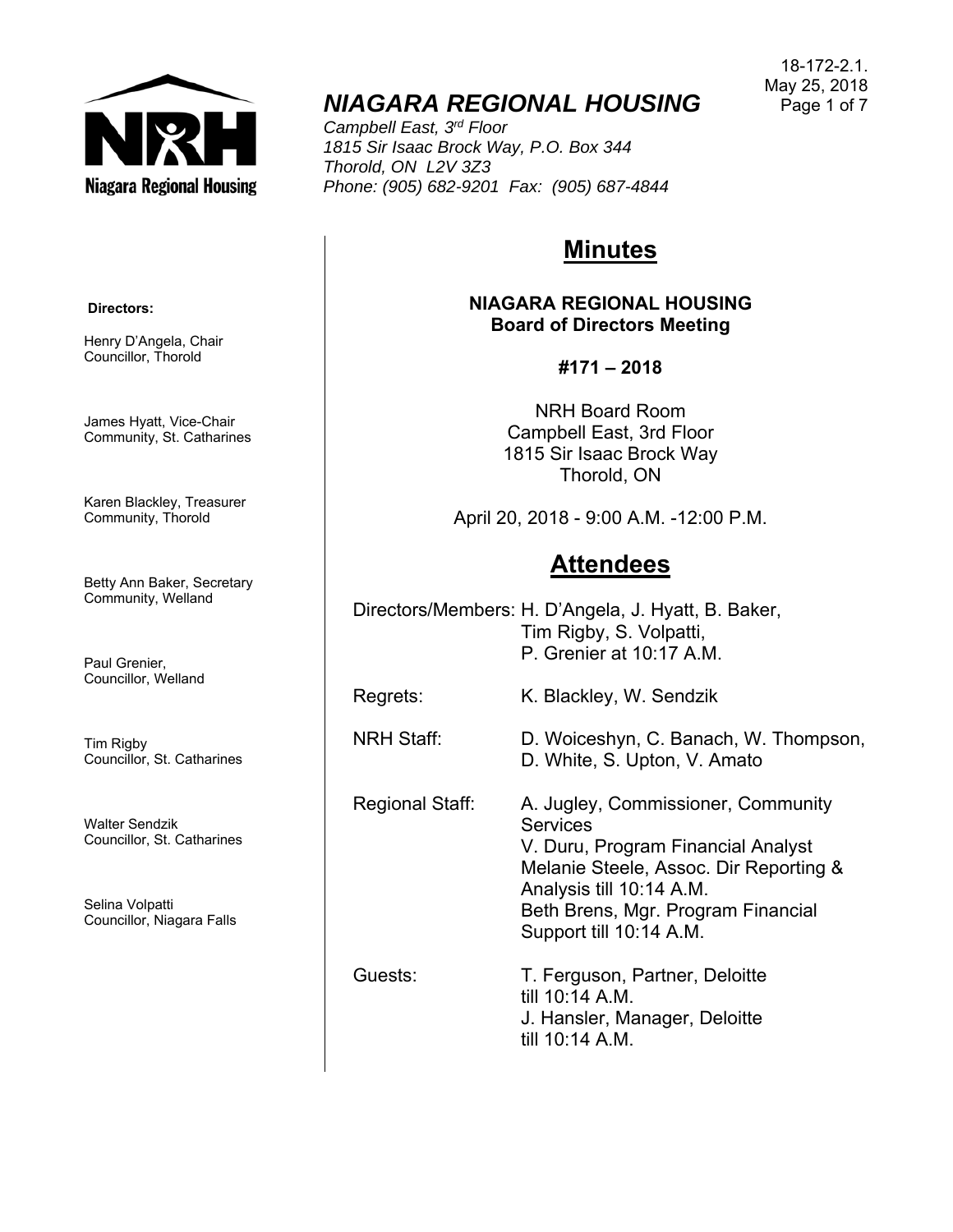# NIAGARA REGIONAL HOUSING

*Campbell East, 3rd Floor*
*1815 Sir Isaac Brock Way, P.O. Box 344*
*Thorold, ON L2V 3Z3*
*Phone: (905) 682-9201 Fax: (905) 687-4844*

18-172-2.1.
May 25, 2018

**Directors:**

Henry D'Angela, Chair
Councillor, Thorold

James Hyatt, Vice-Chair
Community, St. Catharines

Karen Blackley, Treasurer
Community, Thorold

Betty Ann Baker, Secretary
Community, Welland

Paul Grenier,
Councillor, Welland

Tim Rigby
Councillor, St. Catharines

Walter Sendzik
Councillor, St. Catharines

Selina Volpatti
Councillor, Niagara Falls

## Minutes

**NIAGARA REGIONAL HOUSING**
**Board of Directors Meeting**

**#171 – 2018**

NRH Board Room
Campbell East, 3rd Floor
1815 Sir Isaac Brock Way
Thorold, ON

April 20, 2018 - 9:00 A.M. -12:00 P.M.

## Attendees

Directors/Members: H. D'Angela, J. Hyatt, B. Baker, Tim Rigby, S. Volpatti, P. Grenier at 10:17 A.M.

Regrets: K. Blackley, W. Sendzik

NRH Staff: D. Woiceshyn, C. Banach, W. Thompson, D. White, S. Upton, V. Amato

Regional Staff: A. Jugley, Commissioner, Community Services
V. Duru, Program Financial Analyst
Melanie Steele, Assoc. Dir Reporting & Analysis till 10:14 A.M.
Beth Brens, Mgr. Program Financial Support till 10:14 A.M.

Guests: T. Ferguson, Partner, Deloitte till 10:14 A.M.
J. Hansler, Manager, Deloitte till 10:14 A.M.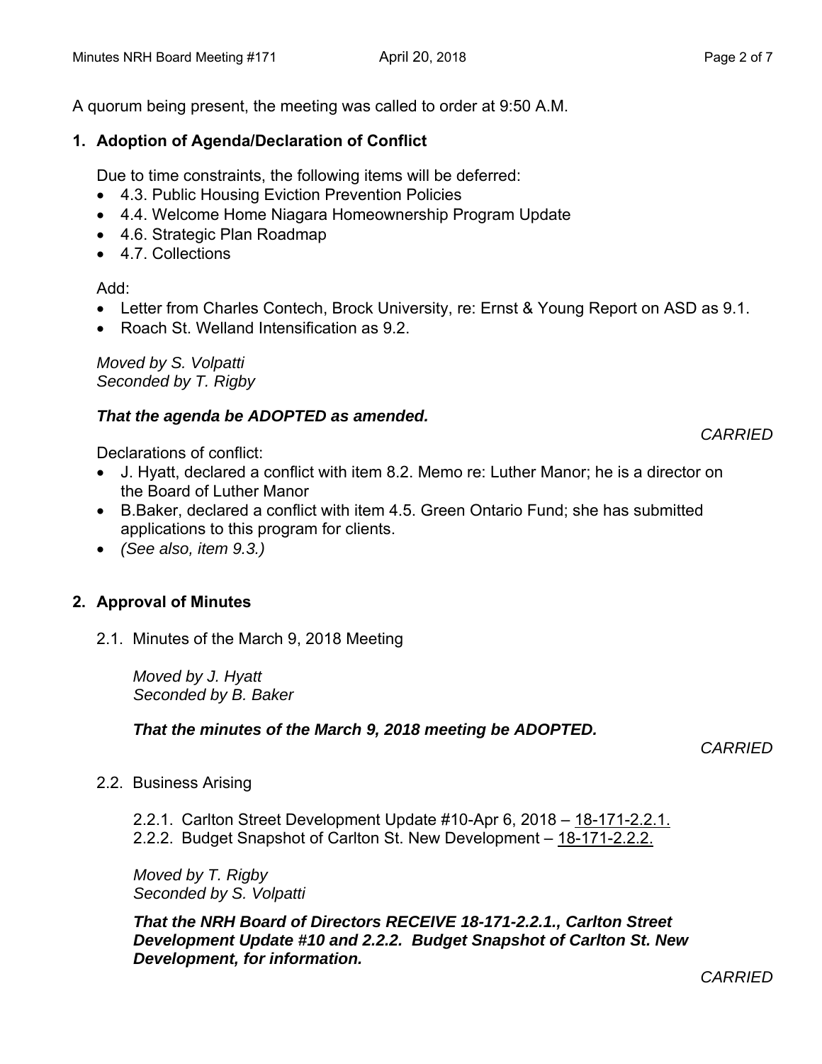A quorum being present, the meeting was called to order at 9:50 A.M.

**1. Adoption of Agenda/Declaration of Conflict**

Due to time constraints, the following items will be deferred:

- 4.3. Public Housing Eviction Prevention Policies
- 4.4. Welcome Home Niagara Homeownership Program Update
- 4.6. Strategic Plan Roadmap
- 4.7. Collections

Add:

- Letter from Charles Contech, Brock University, re: Ernst & Young Report on ASD as 9.1.
- Roach St. Welland Intensification as 9.2.

*Moved by S. Volpatti*
*Seconded by T. Rigby*

***That the agenda be ADOPTED as amended.***

*CARRIED*

Declarations of conflict:

- J. Hyatt, declared a conflict with item 8.2. Memo re: Luther Manor; he is a director on the Board of Luther Manor
- B.Baker, declared a conflict with item 4.5. Green Ontario Fund; she has submitted applications to this program for clients.
- *(See also, item 9.3.)*

**2. Approval of Minutes**

2.1. Minutes of the March 9, 2018 Meeting

*Moved by J. Hyatt*
*Seconded by B. Baker*

***That the minutes of the March 9, 2018 meeting be ADOPTED.***

*CARRIED*

2.2. Business Arising

2.2.1. Carlton Street Development Update #10-Apr 6, 2018 – 18-171-2.2.1.
2.2.2. Budget Snapshot of Carlton St. New Development – 18-171-2.2.2.

*Moved by T. Rigby*
*Seconded by S. Volpatti*

***That the NRH Board of Directors RECEIVE 18-171-2.2.1., Carlton Street Development Update #10 and 2.2.2. Budget Snapshot of Carlton St. New Development, for information.***

*CARRIED*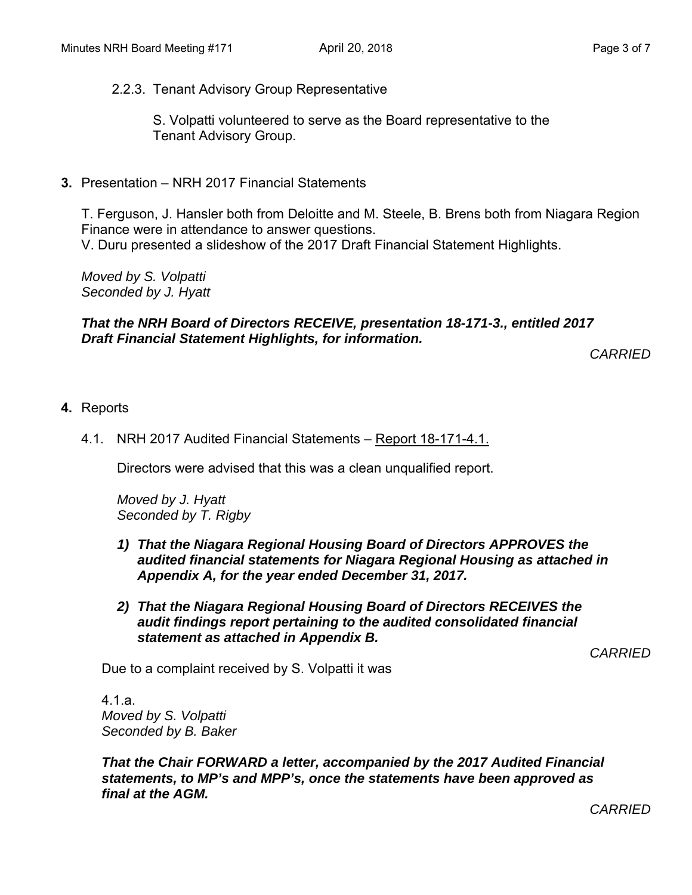2.2.3. Tenant Advisory Group Representative

S. Volpatti volunteered to serve as the Board representative to the Tenant Advisory Group.

**3.** Presentation – NRH 2017 Financial Statements

T. Ferguson, J. Hansler both from Deloitte and M. Steele, B. Brens both from Niagara Region Finance were in attendance to answer questions.
V. Duru presented a slideshow of the 2017 Draft Financial Statement Highlights.

*Moved by S. Volpatti*
*Seconded by J. Hyatt*

***That the NRH Board of Directors RECEIVE, presentation 18-171-3., entitled 2017 Draft Financial Statement Highlights, for information.***

*CARRIED*

**4.** Reports

4.1. NRH 2017 Audited Financial Statements – Report 18-171-4.1.

Directors were advised that this was a clean unqualified report.

*Moved by J. Hyatt*
*Seconded by T. Rigby*

1) ***That the Niagara Regional Housing Board of Directors APPROVES the audited financial statements for Niagara Regional Housing as attached in Appendix A, for the year ended December 31, 2017.***

2) ***That the Niagara Regional Housing Board of Directors RECEIVES the audit findings report pertaining to the audited consolidated financial statement as attached in Appendix B.***

*CARRIED*

Due to a complaint received by S. Volpatti it was

4.1.a.
*Moved by S. Volpatti*
*Seconded by B. Baker*

***That the Chair FORWARD a letter, accompanied by the 2017 Audited Financial statements, to MP's and MPP's, once the statements have been approved as final at the AGM.***

*CARRIED*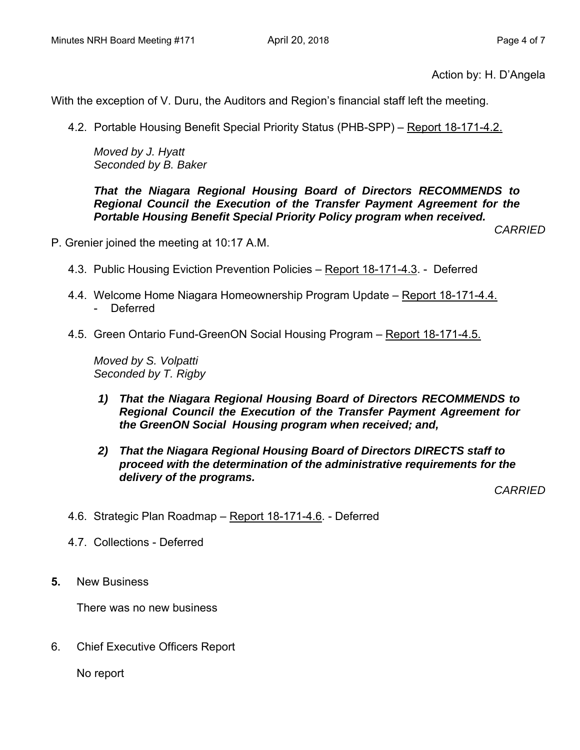Action by: H. D'Angela

With the exception of V. Duru, the Auditors and Region's financial staff left the meeting.

4.2. Portable Housing Benefit Special Priority Status (PHB-SPP) – Report 18-171-4.2.

*Moved by J. Hyatt*
*Seconded by B. Baker*

***That the Niagara Regional Housing Board of Directors RECOMMENDS to Regional Council the Execution of the Transfer Payment Agreement for the Portable Housing Benefit Special Priority Policy program when received.***

*CARRIED*

P. Grenier joined the meeting at 10:17 A.M.

4.3. Public Housing Eviction Prevention Policies – Report 18-171-4.3. - Deferred

4.4. Welcome Home Niagara Homeownership Program Update – Report 18-171-4.4.
- Deferred

4.5. Green Ontario Fund-GreenON Social Housing Program – Report 18-171-4.5.

*Moved by S. Volpatti*
*Seconded by T. Rigby*

1) ***That the Niagara Regional Housing Board of Directors RECOMMENDS to Regional Council the Execution of the Transfer Payment Agreement for the GreenON Social Housing program when received; and,***

2) ***That the Niagara Regional Housing Board of Directors DIRECTS staff to proceed with the determination of the administrative requirements for the delivery of the programs.***

*CARRIED*

4.6. Strategic Plan Roadmap – Report 18-171-4.6. - Deferred

4.7. Collections - Deferred

**5.** New Business

There was no new business

6. Chief Executive Officers Report

No report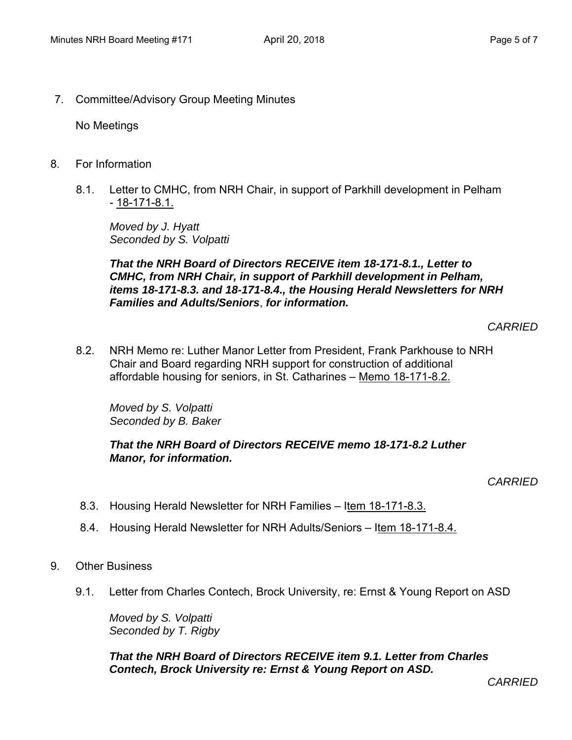7. Committee/Advisory Group Meeting Minutes

   No Meetings

8. For Information

   8.1. Letter to CMHC, from NRH Chair, in support of Parkhill development in Pelham - 18-171-8.1.

   *Moved by J. Hyatt*
   *Seconded by S. Volpatti*

   ***That the NRH Board of Directors RECEIVE item 18-171-8.1., Letter to CMHC, from NRH Chair, in support of Parkhill development in Pelham, items 18-171-8.3. and 18-171-8.4., the Housing Herald Newsletters for NRH Families and Adults/Seniors, for information.***

   *CARRIED*

   8.2. NRH Memo re: Luther Manor Letter from President, Frank Parkhouse to NRH Chair and Board regarding NRH support for construction of additional affordable housing for seniors, in St. Catharines – Memo 18-171-8.2.

   *Moved by S. Volpatti*
   *Seconded by B. Baker*

   ***That the NRH Board of Directors RECEIVE memo 18-171-8.2 Luther Manor, for information.***

   *CARRIED*

   8.3. Housing Herald Newsletter for NRH Families – Item 18-171-8.3.

   8.4. Housing Herald Newsletter for NRH Adults/Seniors – Item 18-171-8.4.

9. Other Business

   9.1. Letter from Charles Contech, Brock University, re: Ernst & Young Report on ASD

   *Moved by S. Volpatti*
   *Seconded by T. Rigby*

   ***That the NRH Board of Directors RECEIVE item 9.1. Letter from Charles Contech, Brock University re: Ernst & Young Report on ASD.***

   *CARRIED*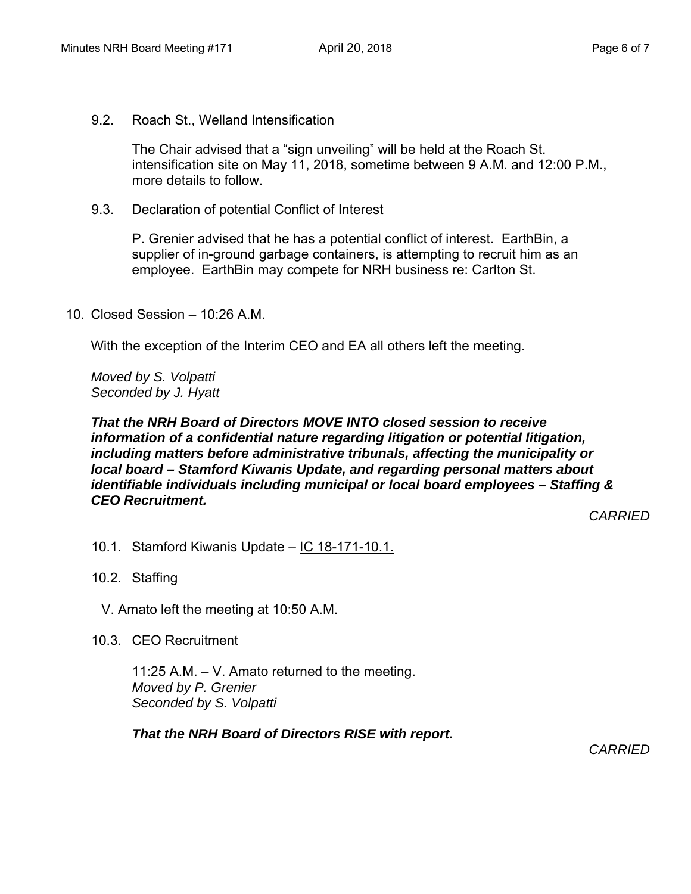9.2. Roach St., Welland Intensification

The Chair advised that a "sign unveiling" will be held at the Roach St. intensification site on May 11, 2018, sometime between 9 A.M. and 12:00 P.M., more details to follow.

9.3. Declaration of potential Conflict of Interest

P. Grenier advised that he has a potential conflict of interest. EarthBin, a supplier of in-ground garbage containers, is attempting to recruit him as an employee. EarthBin may compete for NRH business re: Carlton St.

10. Closed Session – 10:26 A.M.

With the exception of the Interim CEO and EA all others left the meeting.

*Moved by S. Volpatti*
*Seconded by J. Hyatt*

***That the NRH Board of Directors MOVE INTO closed session to receive information of a confidential nature regarding litigation or potential litigation, including matters before administrative tribunals, affecting the municipality or local board – Stamford Kiwanis Update, and regarding personal matters about identifiable individuals including municipal or local board employees – Staffing & CEO Recruitment.***

*CARRIED*

10.1. Stamford Kiwanis Update – IC 18-171-10.1.

10.2. Staffing

V. Amato left the meeting at 10:50 A.M.

10.3. CEO Recruitment

11:25 A.M. – V. Amato returned to the meeting.
*Moved by P. Grenier*
*Seconded by S. Volpatti*

***That the NRH Board of Directors RISE with report.***

*CARRIED*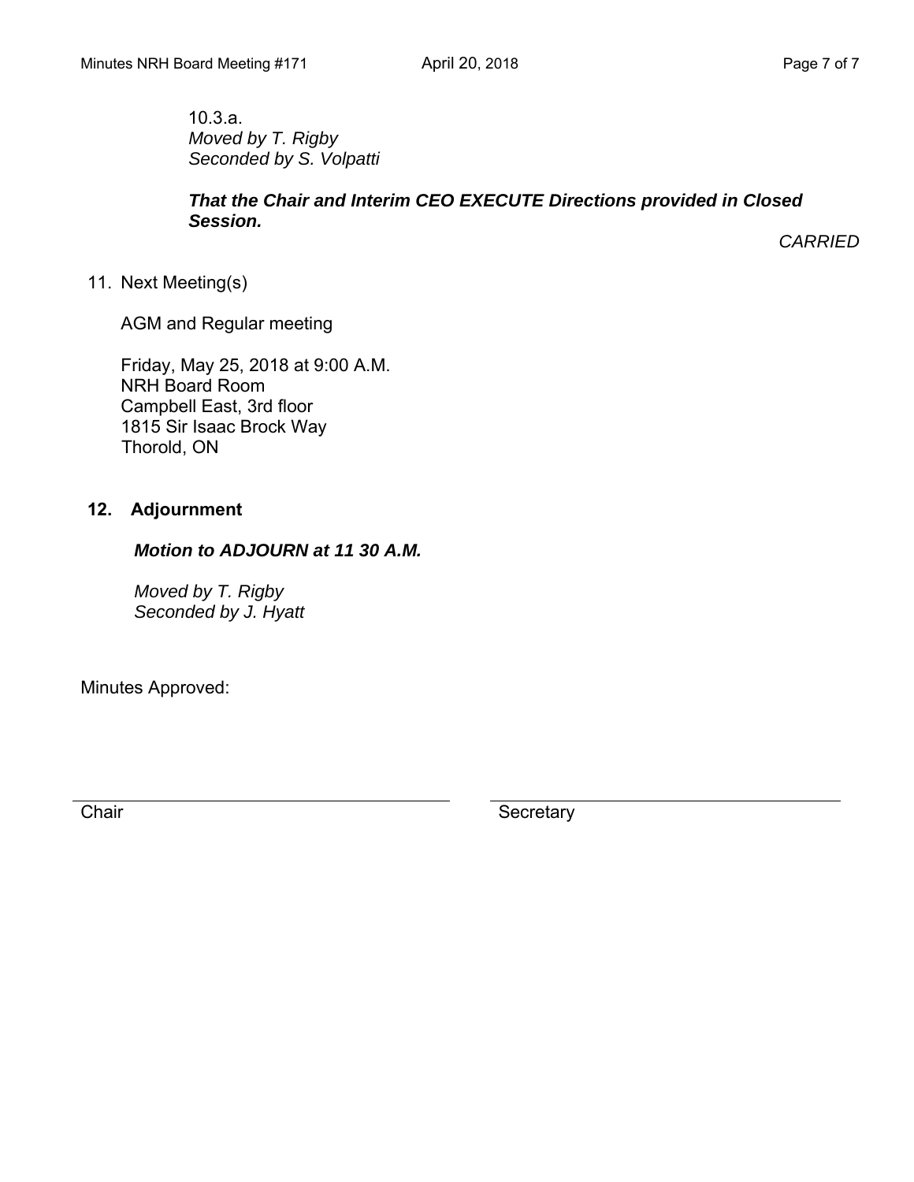10.3.a.
*Moved by T. Rigby*
*Seconded by S. Volpatti*

***That the Chair and Interim CEO EXECUTE Directions provided in Closed Session.***

*CARRIED*

11. Next Meeting(s)

AGM and Regular meeting

Friday, May 25, 2018 at 9:00 A.M.
NRH Board Room
Campbell East, 3rd floor
1815 Sir Isaac Brock Way
Thorold, ON

**12. Adjournment**

***Motion to ADJOURN at 11 30 A.M.***

*Moved by T. Rigby*
*Seconded by J. Hyatt*

Minutes Approved:

Chair

Secretary